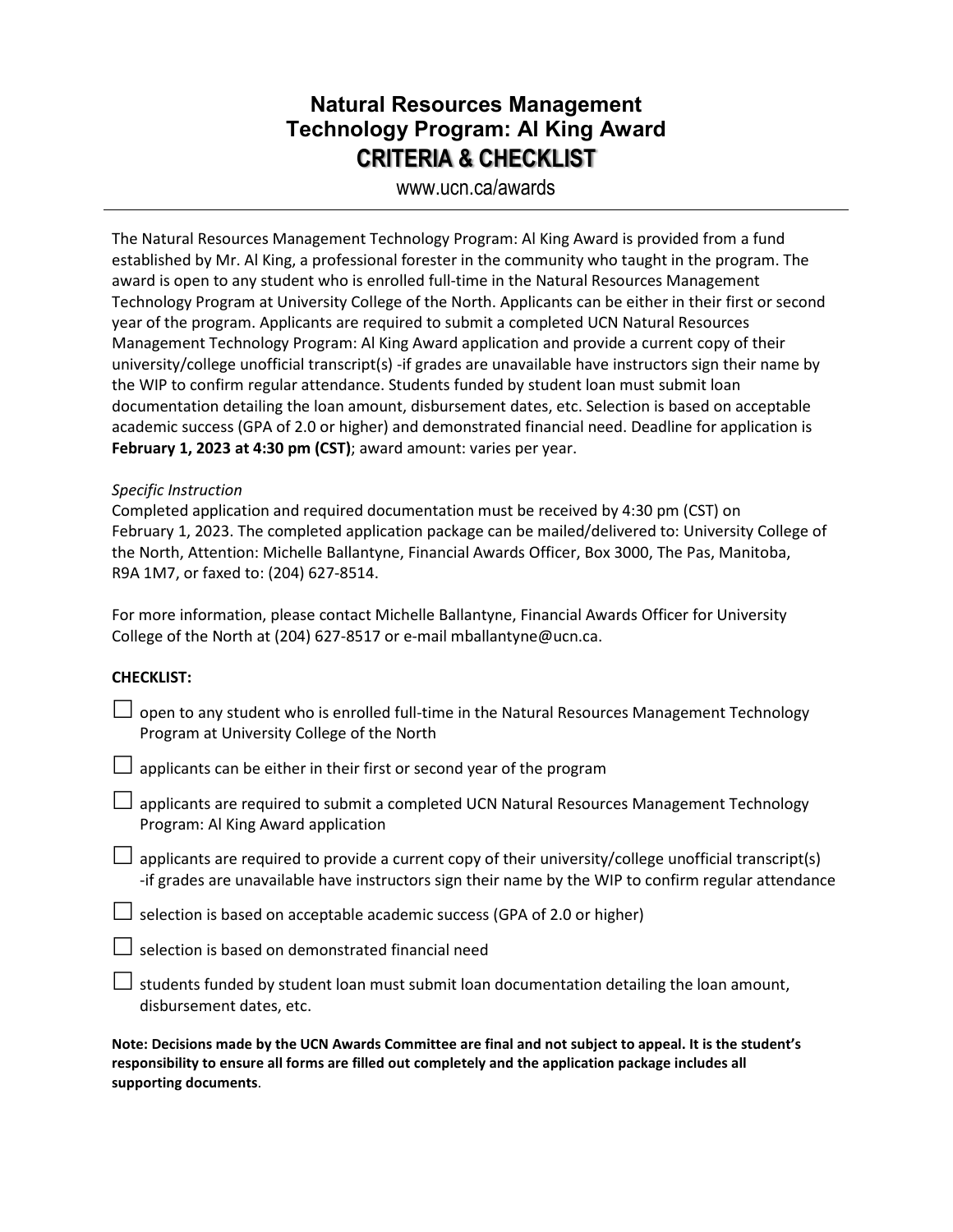# Natural Resources Management Technology Program: Al King Award

## CRITERIA & CHECKLIST

www.ucn.ca/awards

---

The Natural Resources Management Technology Program: Al King Award is provided from a fund established by Mr. Al King, a professional forester in the community who taught in the program. The award is open to any student who is enrolled full-time in the Natural Resources Management Technology Program at University College of the North. Applicants can be either in their first or second year of the program. Applicants are required to submit a completed UCN Natural Resources Management Technology Program: Al King Award application and provide a current copy of their university/college unofficial transcript(s) -if grades are unavailable have instructors sign their name by the WIP to confirm regular attendance. Students funded by student loan must submit loan documentation detailing the loan amount, disbursement dates, etc. Selection is based on acceptable academic success (GPA of 2.0 or higher) and demonstrated financial need. Deadline for application is **February 1, 2023 at 4:30 pm (CST)**; award amount: varies per year.

*Specific Instruction*

Completed application and required documentation must be received by 4:30 pm (CST) on February 1, 2023. The completed application package can be mailed/delivered to: University College of the North, Attention: Michelle Ballantyne, Financial Awards Officer, Box 3000, The Pas, Manitoba, R9A 1M7, or faxed to: (204) 627-8514.

For more information, please contact Michelle Ballantyne, Financial Awards Officer for University College of the North at (204) 627-8517 or e-mail mballantyne@ucn.ca.

**CHECKLIST:**

- ☐ open to any student who is enrolled full-time in the Natural Resources Management Technology Program at University College of the North
- ☐ applicants can be either in their first or second year of the program
- ☐ applicants are required to submit a completed UCN Natural Resources Management Technology Program: Al King Award application
- ☐ applicants are required to provide a current copy of their university/college unofficial transcript(s) -if grades are unavailable have instructors sign their name by the WIP to confirm regular attendance
- ☐ selection is based on acceptable academic success (GPA of 2.0 or higher)
- ☐ selection is based on demonstrated financial need
- ☐ students funded by student loan must submit loan documentation detailing the loan amount, disbursement dates, etc.

**Note: Decisions made by the UCN Awards Committee are final and not subject to appeal. It is the student's responsibility to ensure all forms are filled out completely and the application package includes all supporting documents**.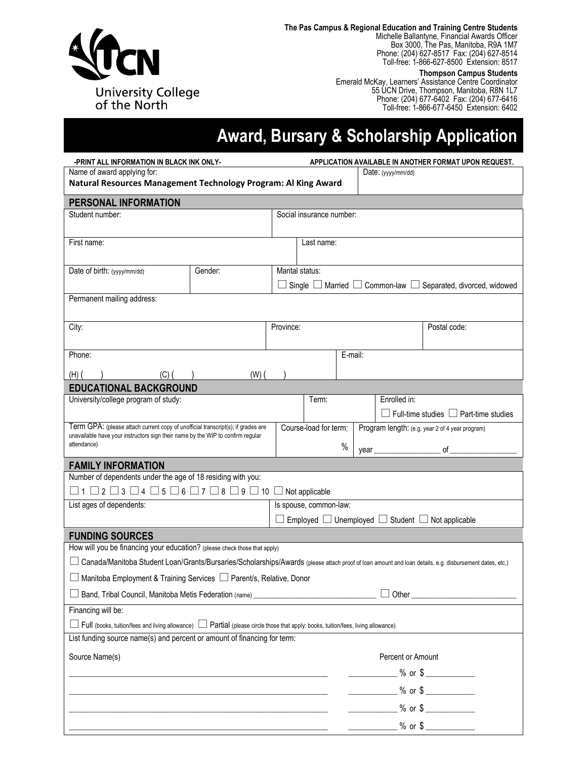**The Pas Campus & Regional Education and Training Centre Students**
Michelle Ballantyne, Financial Awards Officer
Box 3000, The Pas, Manitoba, R9A 1M7
Phone: (204) 627-8517 Fax: (204) 627-8514
Toll-free: 1-866-627-8500 Extension: 8517

**Thompson Campus Students**
Emerald McKay, Learners' Assistance Centre Coordinator
55 UCN Drive, Thompson, Manitoba, R8N 1L7
Phone: (204) 677-6402 Fax: (204) 677-6416
Toll-free: 1-866-677-6450 Extension: 6402

University College of the North

# Award, Bursary & Scholarship Application

**-PRINT ALL INFORMATION IN BLACK INK ONLY-** **APPLICATION AVAILABLE IN ANOTHER FORMAT UPON REQUEST.**

| Name of award applying for: **Natural Resources Management Technology Program: Al King Award** | Date: (yyyy/mm/dd) |
|---|---|

## PERSONAL INFORMATION

| Student number: | Social insurance number: |
|---|---|
| First name: | Last name: |

| Date of birth: (yyyy/mm/dd) | Gender: | Marital status: ☐ Single ☐ Married ☐ Common-law ☐ Separated, divorced, widowed |
|---|---|---|

Permanent mailing address:

| City: | Province: | Postal code: |
|---|---|---|

| Phone: (H) ( ) (C) ( ) (W) ( ) | E-mail: |
|---|---|

## EDUCATIONAL BACKGROUND

| University/college program of study: | Term: | Enrolled in: ☐ Full-time studies ☐ Part-time studies |
|---|---|---|
| Term GPA: (please attach current copy of unofficial transcript(s); if grades are unavailable have your instructors sign their name by the WIP to confirm regular attendance) | Course-load for term: % | Program length: (e.g. year 2 of 4 year program) year ________________ of ________________ |

## FAMILY INFORMATION

Number of dependents under the age of 18 residing with you:

☐ 1 ☐ 2 ☐ 3 ☐ 4 ☐ 5 ☐ 6 ☐ 7 ☐ 8 ☐ 9 ☐ 10 ☐ Not applicable

| List ages of dependents: | Is spouse, common-law: ☐ Employed ☐ Unemployed ☐ Student ☐ Not applicable |
|---|---|

## FUNDING SOURCES

How will you be financing your education? (please check those that apply)

☐ Canada/Manitoba Student Loan/Grants/Bursaries/Scholarships/Awards (please attach proof of loan amount and loan details, e.g. disbursement dates, etc.)

☐ Manitoba Employment & Training Services ☐ Parent/s, Relative, Donor

☐ Band, Tribal Council, Manitoba Metis Federation (name) ______________________________ ☐ Other ________________________

Financing will be:

☐ Full (books, tuition/fees and living allowance) ☐ Partial (please circle those that apply: books, tuition/fees, living allowance)

List funding source name(s) and percent or amount of financing for term:

| Source Name(s) | Percent or Amount |
|---|---|
| ______________________________ | ___________ % or $ ___________ |
| ______________________________ | ___________ % or $ ___________ |
| ______________________________ | ___________ % or $ ___________ |
| ______________________________ | ___________ % or $ ___________ |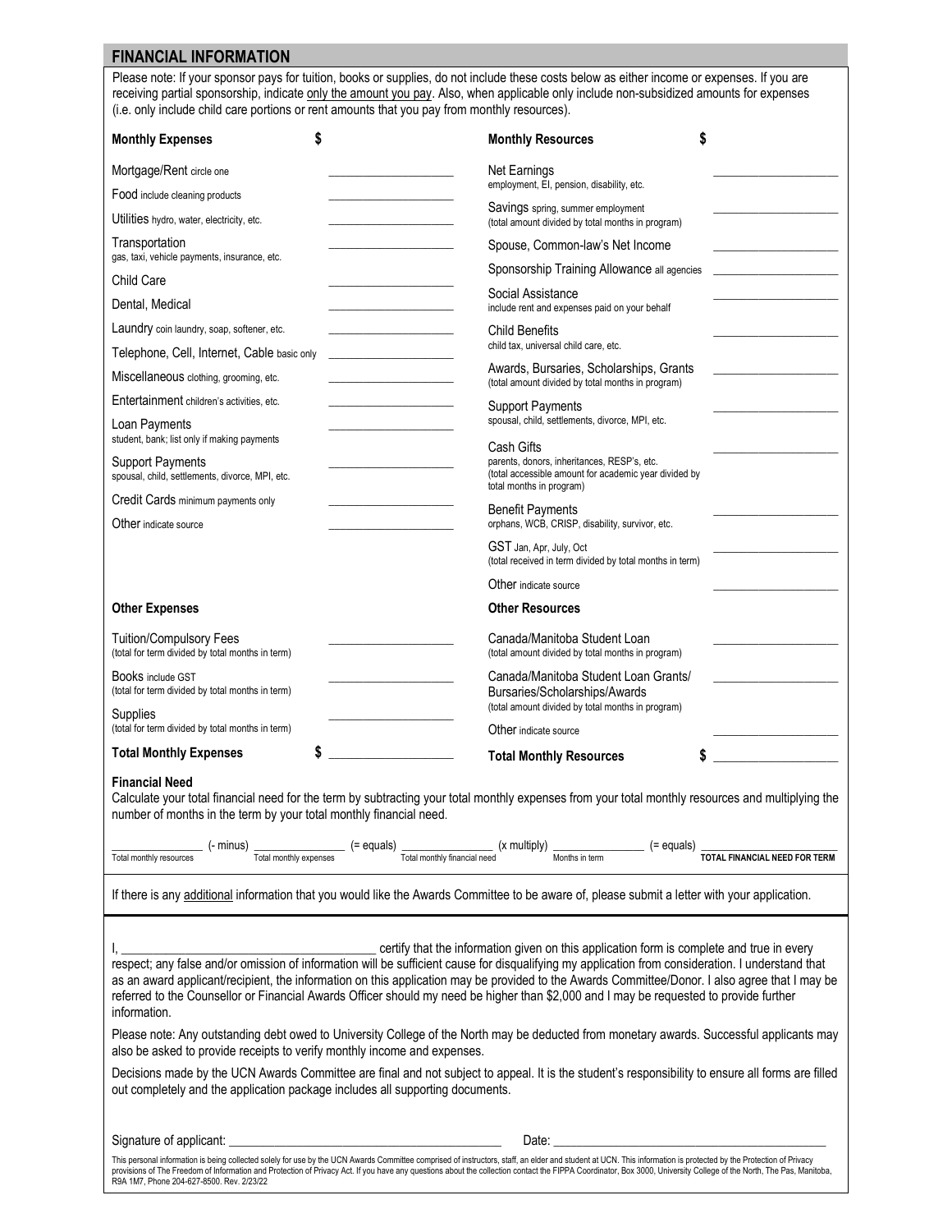## FINANCIAL INFORMATION

Please note: If your sponsor pays for tuition, books or supplies, do not include these costs below as either income or expenses. If you are receiving partial sponsorship, indicate only the amount you pay. Also, when applicable only include non-subsidized amounts for expenses (i.e. only include child care portions or rent amounts that you pay from monthly resources).

| Monthly Expenses | $ | Monthly Resources | $ |
|---|---|---|---|
| Mortgage/Rent circle one | ___ | Net Earnings employment, EI, pension, disability, etc. | ___ |
| Food include cleaning products | ___ | Savings spring, summer employment (total amount divided by total months in program) | ___ |
| Utilities hydro, water, electricity, etc. | ___ | Spouse, Common-law's Net Income | ___ |
| Transportation gas, taxi, vehicle payments, insurance, etc. | ___ | Sponsorship Training Allowance all agencies | ___ |
| Child Care | ___ | Social Assistance include rent and expenses paid on your behalf | ___ |
| Dental, Medical | ___ | Child Benefits child tax, universal child care, etc. | ___ |
| Laundry coin laundry, soap, softener, etc. | ___ | Awards, Bursaries, Scholarships, Grants (total amount divided by total months in program) | ___ |
| Telephone, Cell, Internet, Cable basic only | ___ | Support Payments spousal, child, settlements, divorce, MPI, etc. | ___ |
| Miscellaneous clothing, grooming, etc. | ___ | Cash Gifts parents, donors, inheritances, RESP's, etc. (total accessible amount for academic year divided by total months in program) | ___ |
| Entertainment children's activities, etc. | ___ | Benefit Payments orphans, WCB, CRISP, disability, survivor, etc. | ___ |
| Loan Payments student, bank; list only if making payments | ___ | GST Jan, Apr, July, Oct (total received in term divided by total months in term) | ___ |
| Support Payments spousal, child, settlements, divorce, MPI, etc. | ___ | Other indicate source | ___ |
| Credit Cards minimum payments only | ___ | | |
| Other indicate source | ___ | | |
| **Other Expenses** | | **Other Resources** | |
| Tuition/Compulsory Fees (total for term divided by total months in term) | ___ | Canada/Manitoba Student Loan (total amount divided by total months in program) | ___ |
| Books include GST (total for term divided by total months in term) | ___ | Canada/Manitoba Student Loan Grants/ Bursaries/Scholarships/Awards (total amount divided by total months in program) | ___ |
| Supplies (total for term divided by total months in term) | ___ | Other indicate source | ___ |
| **Total Monthly Expenses** | $ ___ | **Total Monthly Resources** | $ ___ |

**Financial Need**

Calculate your total financial need for the term by subtracting your total monthly expenses from your total monthly resources and multiplying the number of months in the term by your total monthly financial need.

___ (- minus) ___ (= equals) ___ (x multiply) ___ (= equals) ___

Total monthly resources — Total monthly expenses — Total monthly financial need — Months in term — **TOTAL FINANCIAL NEED FOR TERM**

If there is any additional information that you would like the Awards Committee to be aware of, please submit a letter with your application.

I, ______________________ certify that the information given on this application form is complete and true in every respect; any false and/or omission of information will be sufficient cause for disqualifying my application from consideration. I understand that as an award applicant/recipient, the information on this application may be provided to the Awards Committee/Donor. I also agree that I may be referred to the Counsellor or Financial Awards Officer should my need be higher than $2,000 and I may be requested to provide further information.

Please note: Any outstanding debt owed to University College of the North may be deducted from monetary awards. Successful applicants may also be asked to provide receipts to verify monthly income and expenses.

Decisions made by the UCN Awards Committee are final and not subject to appeal. It is the student's responsibility to ensure all forms are filled out completely and the application package includes all supporting documents.

Signature of applicant: ______________________ Date: ______________________

This personal information is being collected solely for use by the UCN Awards Committee comprised of instructors, staff, an elder and student at UCN. This information is protected by the Protection of Privacy provisions of The Freedom of Information and Protection of Privacy Act. If you have any questions about the collection contact the FIPPA Coordinator, Box 3000, University College of the North, The Pas, Manitoba, R9A 1M7, Phone 204-627-8500. Rev. 2/23/22